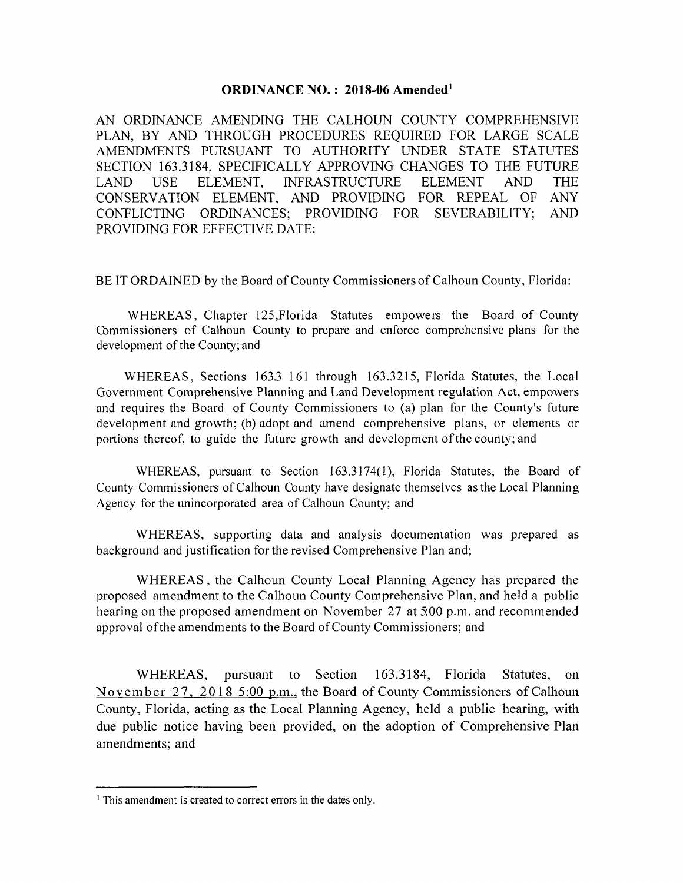# ORDINANCE NO. : 2018-06 Amended[1]

AN ORDINANCE AMENDING THE CALHOUN COUNTY COMPREHENSIVE PLAN, BY AND THROUGH PROCEDURES REQUIRED FOR LARGE SCALE AMENDMENTS PURSUANT TO AUTHORITY UNDER STATE STATUTES SECTION 163.3184, SPECIFICALLY APPROVING CHANGES TO THE FUTURE LAND USE ELEMENT, INFRASTRUCTURE ELEMENT AND THE CONSERVATION ELEMENT, AND PROVIDING FOR REPEAL OF ANY CONFLICTING ORDINANCES; PROVIDING FOR SEVERABILITY; AND PROVIDING FOR EFFECTIVE DATE:

BE IT ORDAINED by the Board of County Commissioners of Calhoun County, Florida:

WHEREAS, Chapter 125,Florida Statutes empowers the Board of County Commissioners of Calhoun County to prepare and enforce comprehensive plans for the development of the County; and

WHEREAS, Sections 163.3 161 through 163.3215, Florida Statutes, the Local Government Comprehensive Planning and Land Development regulation Act, empowers and requires the Board of County Commissioners to (a) plan for the County's future development and growth; (b) adopt and amend comprehensive plans, or elements or portions thereof, to guide the future growth and development of the county; and

WHEREAS, pursuant to Section 163.3174(1), Florida Statutes, the Board of County Commissioners of Calhoun County have designate themselves as the Local Planning Agency for the unincorporated area of Calhoun County; and

WHEREAS, supporting data and analysis documentation was prepared as background and justification for the revised Comprehensive Plan and;

WHEREAS, the Calhoun County Local Planning Agency has prepared the proposed amendment to the Calhoun County Comprehensive Plan, and held a public hearing on the proposed amendment on November 27 at 5:00 p.m. and recommended approval of the amendments to the Board of County Commissioners; and

WHEREAS, pursuant to Section 163.3184, Florida Statutes, on November 27, 2018 5:00 p.m., the Board of County Commissioners of Calhoun County, Florida, acting as the Local Planning Agency, held a public hearing, with due public notice having been provided, on the adoption of Comprehensive Plan amendments; and

---

[1] This amendment is created to correct errors in the dates only.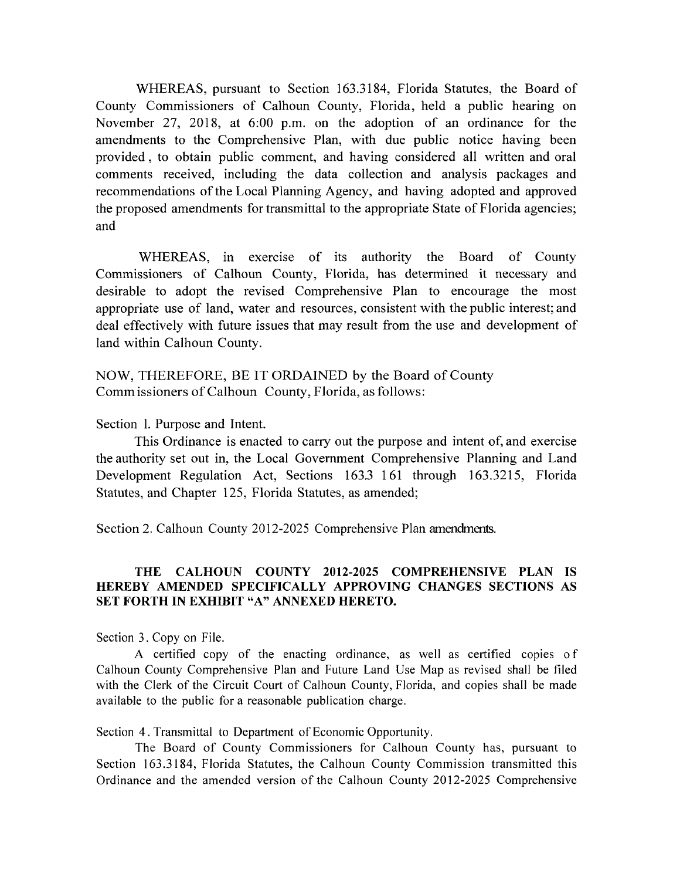WHEREAS, pursuant to Section 163.3184, Florida Statutes, the Board of County Commissioners of Calhoun County, Florida, held a public hearing on November 27, 2018, at 6:00 p.m. on the adoption of an ordinance for the amendments to the Comprehensive Plan, with due public notice having been provided , to obtain public comment, and having considered all written and oral comments received, including the data collection and analysis packages and recommendations of the Local Planning Agency, and having adopted and approved the proposed amendments for transmittal to the appropriate State of Florida agencies; and

WHEREAS, in exercise of its authority the Board of County Commissioners of Calhoun County, Florida, has determined it necessary and desirable to adopt the revised Comprehensive Plan to encourage the most appropriate use of land, water and resources, consistent with the public interest; and deal effectively with future issues that may result from the use and development of land within Calhoun County.

NOW, THEREFORE, BE IT ORDAINED by the Board of County Comm issioners of Calhoun County, Florida, as follows:

Section 1. Purpose and Intent.

This Ordinance is enacted to carry out the purpose and intent of, and exercise the authority set out in, the Local Government Comprehensive Planning and Land Development Regulation Act, Sections 163.3 161 through 163.3215, Florida Statutes, and Chapter 125, Florida Statutes, as amended;

Section 2. Calhoun County 2012-2025 Comprehensive Plan amendments.

**THE CALHOUN COUNTY 2012-2025 COMPREHENSIVE PLAN IS HEREBY AMENDED SPECIFICALLY APPROVING CHANGES SECTIONS AS SET FORTH IN EXHIBIT "A" ANNEXED HERETO.**

Section 3. Copy on File.

A certified copy of the enacting ordinance, as well as certified copies of Calhoun County Comprehensive Plan and Future Land Use Map as revised shall be filed with the Clerk of the Circuit Court of Calhoun County, Florida, and copies shall be made available to the public for a reasonable publication charge.

Section 4. Transmittal to Department of Economic Opportunity.

The Board of County Commissioners for Calhoun County has, pursuant to Section 163.3184, Florida Statutes, the Calhoun County Commission transmitted this Ordinance and the amended version of the Calhoun County 2012-2025 Comprehensive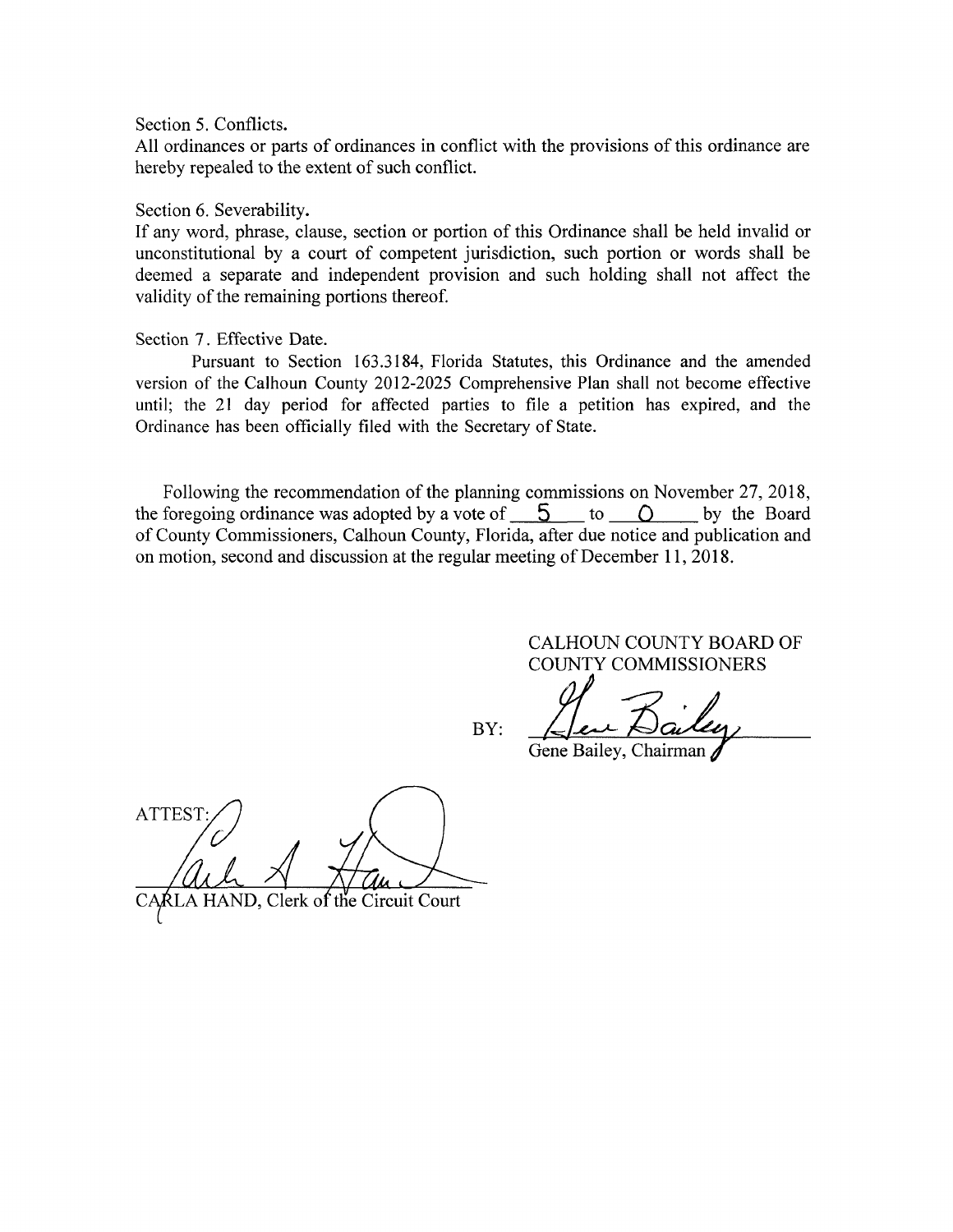Section 5. Conflicts.

All ordinances or parts of ordinances in conflict with the provisions of this ordinance are hereby repealed to the extent of such conflict.

Section 6. Severability.

If any word, phrase, clause, section or portion of this Ordinance shall be held invalid or unconstitutional by a court of competent jurisdiction, such portion or words shall be deemed a separate and independent provision and such holding shall not affect the validity of the remaining portions thereof.

Section 7. Effective Date.

Pursuant to Section 163.3184, Florida Statutes, this Ordinance and the amended version of the Calhoun County 2012-2025 Comprehensive Plan shall not become effective until; the 21 day period for affected parties to file a petition has expired, and the Ordinance has been officially filed with the Secretary of State.

Following the recommendation of the planning commissions on November 27, 2018, the foregoing ordinance was adopted by a vote of 5 to 0 by the Board of County Commissioners, Calhoun County, Florida, after due notice and publication and on motion, second and discussion at the regular meeting of December 11, 2018.

CALHOUN COUNTY BOARD OF COUNTY COMMISSIONERS

BY: ______________________
Gene Bailey, Chairman

ATTEST: ______________________
CARLA HAND, Clerk of the Circuit Court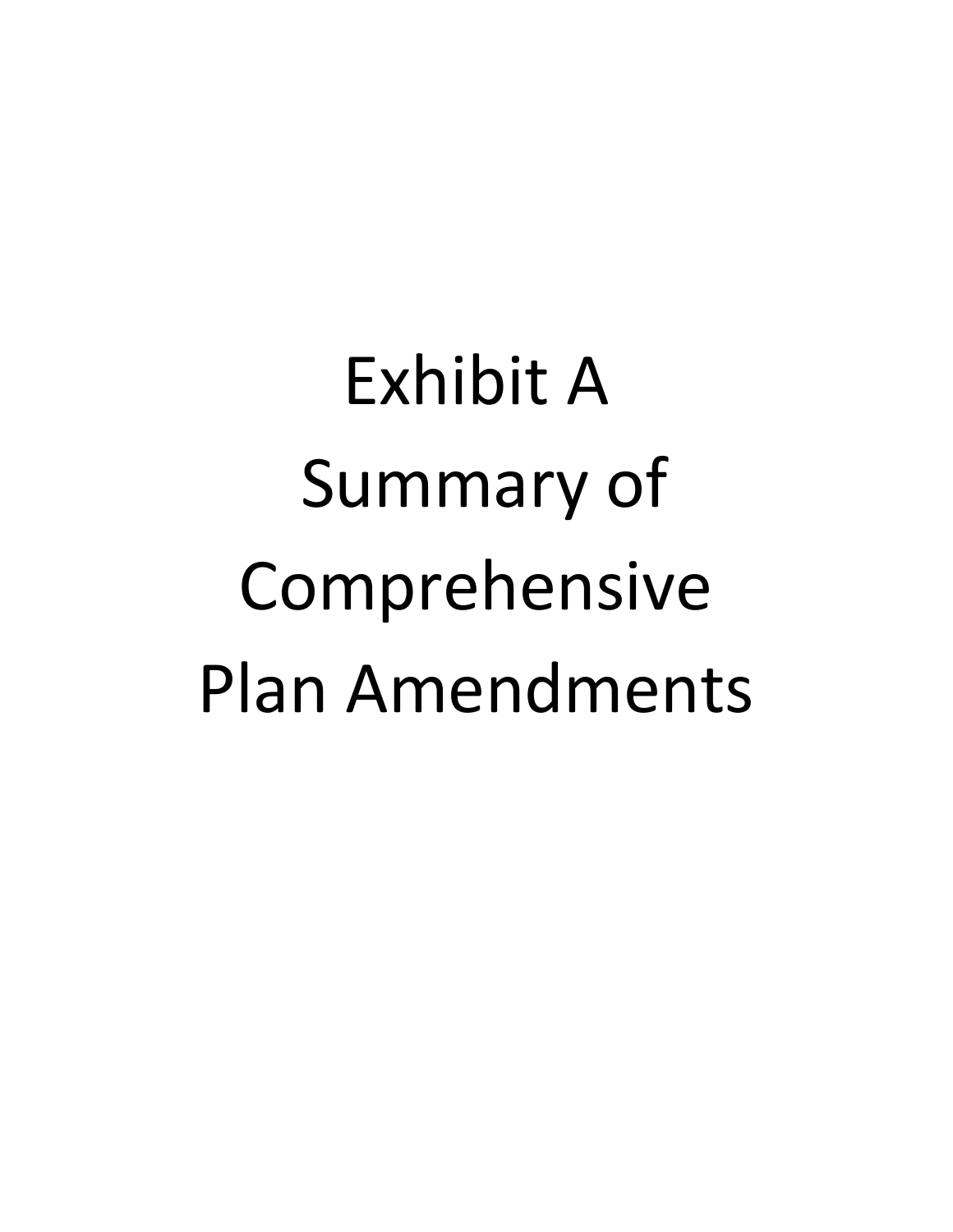# Exhibit A
# Summary of Comprehensive Plan Amendments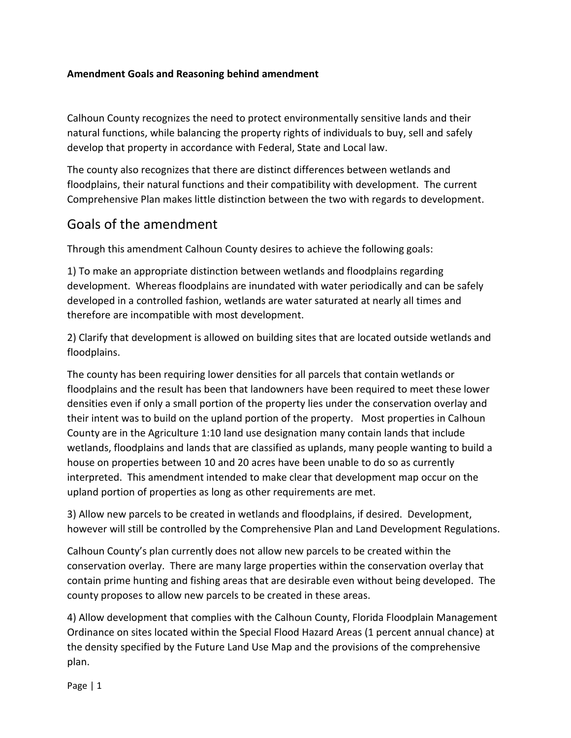**Amendment Goals and Reasoning behind amendment**

Calhoun County recognizes the need to protect environmentally sensitive lands and their natural functions, while balancing the property rights of individuals to buy, sell and safely develop that property in accordance with Federal, State and Local law.

The county also recognizes that there are distinct differences between wetlands and floodplains, their natural functions and their compatibility with development. The current Comprehensive Plan makes little distinction between the two with regards to development.

## Goals of the amendment

Through this amendment Calhoun County desires to achieve the following goals:

1) To make an appropriate distinction between wetlands and floodplains regarding development. Whereas floodplains are inundated with water periodically and can be safely developed in a controlled fashion, wetlands are water saturated at nearly all times and therefore are incompatible with most development.

2) Clarify that development is allowed on building sites that are located outside wetlands and floodplains.

The county has been requiring lower densities for all parcels that contain wetlands or floodplains and the result has been that landowners have been required to meet these lower densities even if only a small portion of the property lies under the conservation overlay and their intent was to build on the upland portion of the property. Most properties in Calhoun County are in the Agriculture 1:10 land use designation many contain lands that include wetlands, floodplains and lands that are classified as uplands, many people wanting to build a house on properties between 10 and 20 acres have been unable to do so as currently interpreted. This amendment intended to make clear that development map occur on the upland portion of properties as long as other requirements are met.

3) Allow new parcels to be created in wetlands and floodplains, if desired. Development, however will still be controlled by the Comprehensive Plan and Land Development Regulations.

Calhoun County's plan currently does not allow new parcels to be created within the conservation overlay. There are many large properties within the conservation overlay that contain prime hunting and fishing areas that are desirable even without being developed. The county proposes to allow new parcels to be created in these areas.

4) Allow development that complies with the Calhoun County, Florida Floodplain Management Ordinance on sites located within the Special Flood Hazard Areas (1 percent annual chance) at the density specified by the Future Land Use Map and the provisions of the comprehensive plan.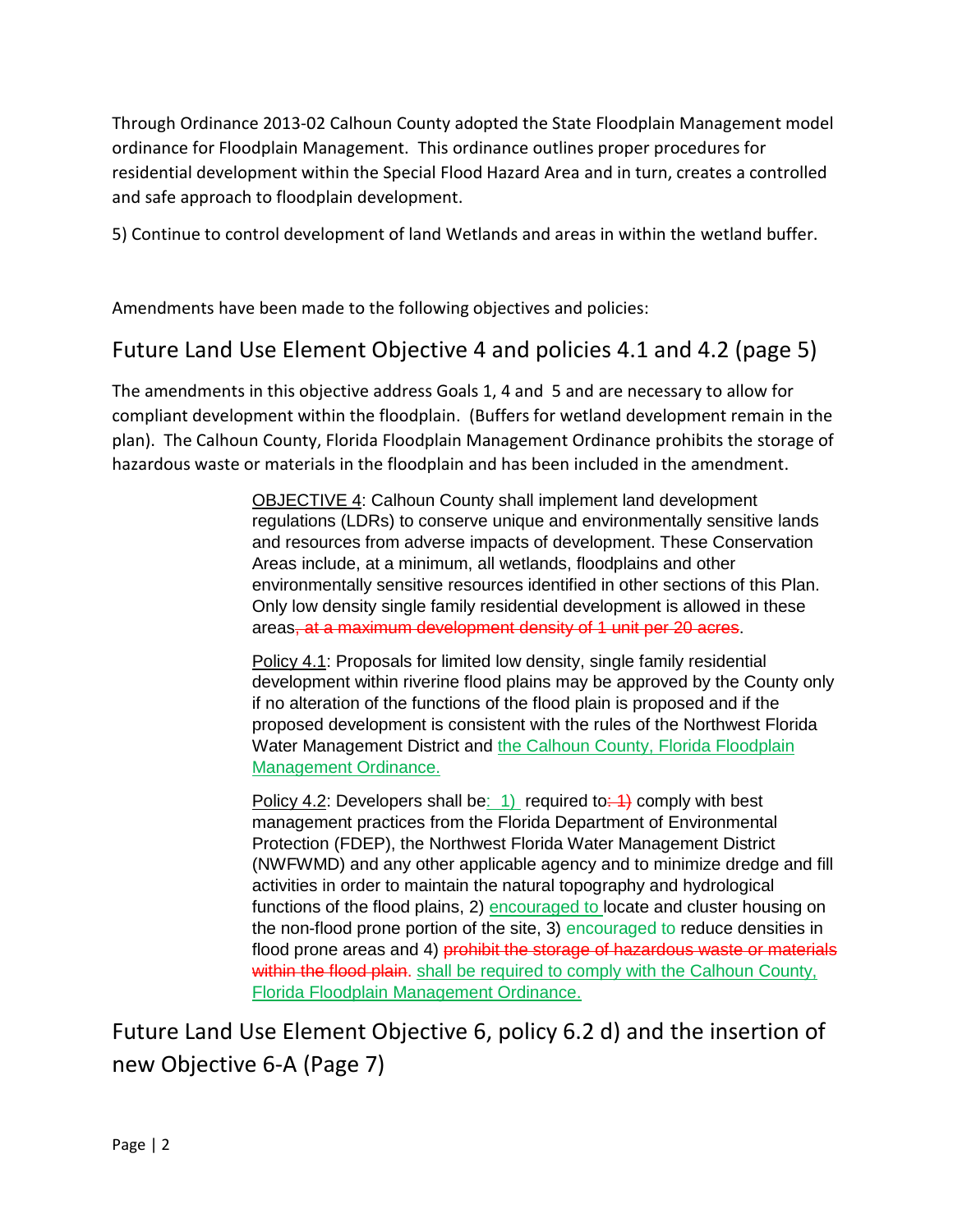Through Ordinance 2013-02 Calhoun County adopted the State Floodplain Management model ordinance for Floodplain Management. This ordinance outlines proper procedures for residential development within the Special Flood Hazard Area and in turn, creates a controlled and safe approach to floodplain development.

5) Continue to control development of land Wetlands and areas in within the wetland buffer.

Amendments have been made to the following objectives and policies:

## Future Land Use Element Objective 4 and policies 4.1 and 4.2 (page 5)

The amendments in this objective address Goals 1, 4 and 5 and are necessary to allow for compliant development within the floodplain. (Buffers for wetland development remain in the plan). The Calhoun County, Florida Floodplain Management Ordinance prohibits the storage of hazardous waste or materials in the floodplain and has been included in the amendment.

> OBJECTIVE 4: Calhoun County shall implement land development regulations (LDRs) to conserve unique and environmentally sensitive lands and resources from adverse impacts of development. These Conservation Areas include, at a minimum, all wetlands, floodplains and other environmentally sensitive resources identified in other sections of this Plan. Only low density single family residential development is allowed in these areas~~, at a maximum development density of 1 unit per 20 acres~~.
>
> Policy 4.1: Proposals for limited low density, single family residential development within riverine flood plains may be approved by the County only if no alteration of the functions of the flood plain is proposed and if the proposed development is consistent with the rules of the Northwest Florida Water Management District and the Calhoun County, Florida Floodplain Management Ordinance.
>
> Policy 4.2: Developers shall be: 1) required to~~: 1)~~ comply with best management practices from the Florida Department of Environmental Protection (FDEP), the Northwest Florida Water Management District (NWFWMD) and any other applicable agency and to minimize dredge and fill activities in order to maintain the natural topography and hydrological functions of the flood plains, 2) encouraged to locate and cluster housing on the non-flood prone portion of the site, 3) encouraged to reduce densities in flood prone areas and 4) ~~prohibit the storage of hazardous waste or materials within the flood plain~~. shall be required to comply with the Calhoun County, Florida Floodplain Management Ordinance.

## Future Land Use Element Objective 6, policy 6.2 d) and the insertion of new Objective 6-A (Page 7)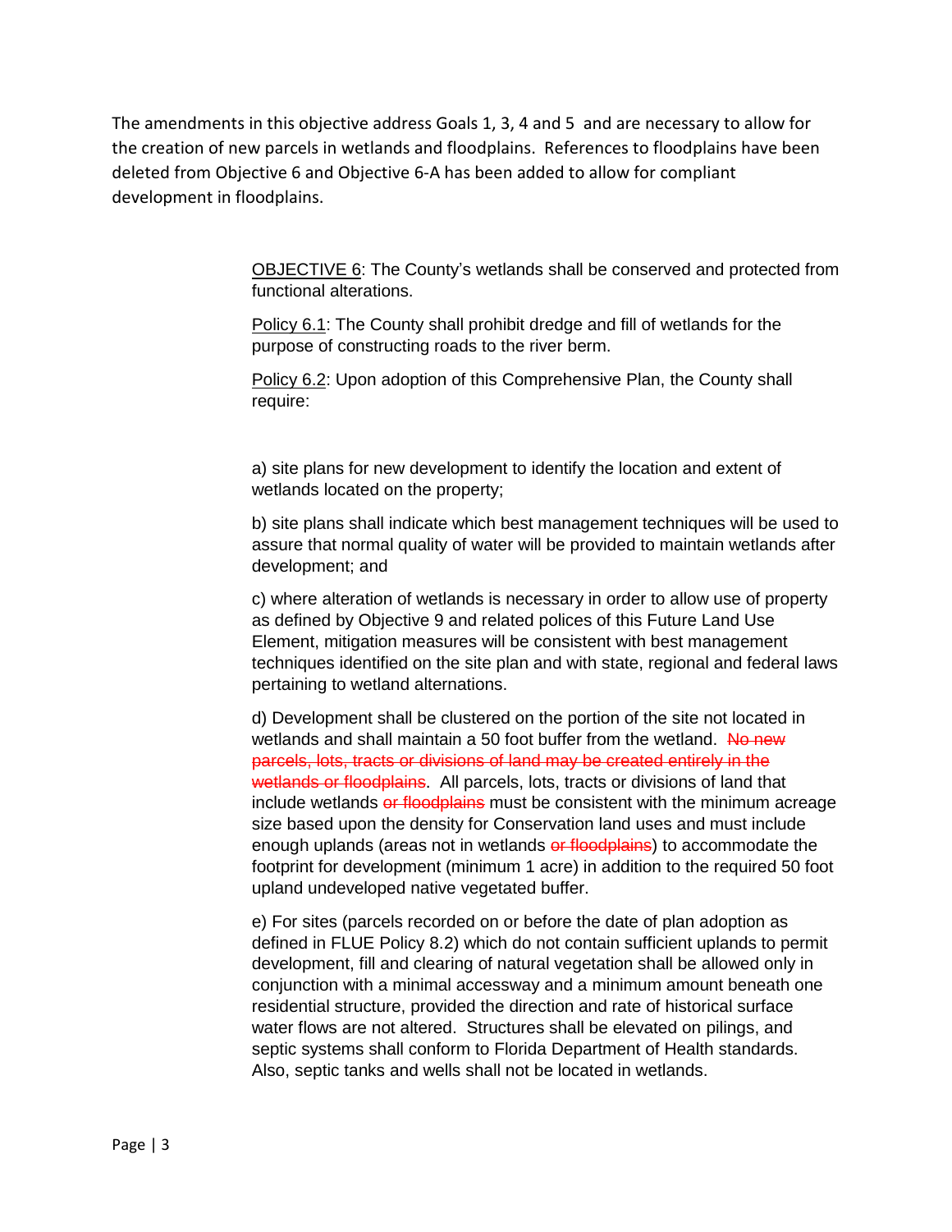The amendments in this objective address Goals 1, 3, 4 and 5 and are necessary to allow for the creation of new parcels in wetlands and floodplains. References to floodplains have been deleted from Objective 6 and Objective 6-A has been added to allow for compliant development in floodplains.

<u>OBJECTIVE 6</u>: The County's wetlands shall be conserved and protected from functional alterations.

<u>Policy 6.1</u>: The County shall prohibit dredge and fill of wetlands for the purpose of constructing roads to the river berm.

<u>Policy 6.2</u>: Upon adoption of this Comprehensive Plan, the County shall require:

a) site plans for new development to identify the location and extent of wetlands located on the property;

b) site plans shall indicate which best management techniques will be used to assure that normal quality of water will be provided to maintain wetlands after development; and

c) where alteration of wetlands is necessary in order to allow use of property as defined by Objective 9 and related polices of this Future Land Use Element, mitigation measures will be consistent with best management techniques identified on the site plan and with state, regional and federal laws pertaining to wetland alternations.

d) Development shall be clustered on the portion of the site not located in wetlands and shall maintain a 50 foot buffer from the wetland. ~~No new parcels, lots, tracts or divisions of land may be created entirely in the wetlands or floodplains~~. All parcels, lots, tracts or divisions of land that include wetlands ~~or floodplains~~ must be consistent with the minimum acreage size based upon the density for Conservation land uses and must include enough uplands (areas not in wetlands ~~or floodplains~~) to accommodate the footprint for development (minimum 1 acre) in addition to the required 50 foot upland undeveloped native vegetated buffer.

e) For sites (parcels recorded on or before the date of plan adoption as defined in FLUE Policy 8.2) which do not contain sufficient uplands to permit development, fill and clearing of natural vegetation shall be allowed only in conjunction with a minimal accessway and a minimum amount beneath one residential structure, provided the direction and rate of historical surface water flows are not altered. Structures shall be elevated on pilings, and septic systems shall conform to Florida Department of Health standards. Also, septic tanks and wells shall not be located in wetlands.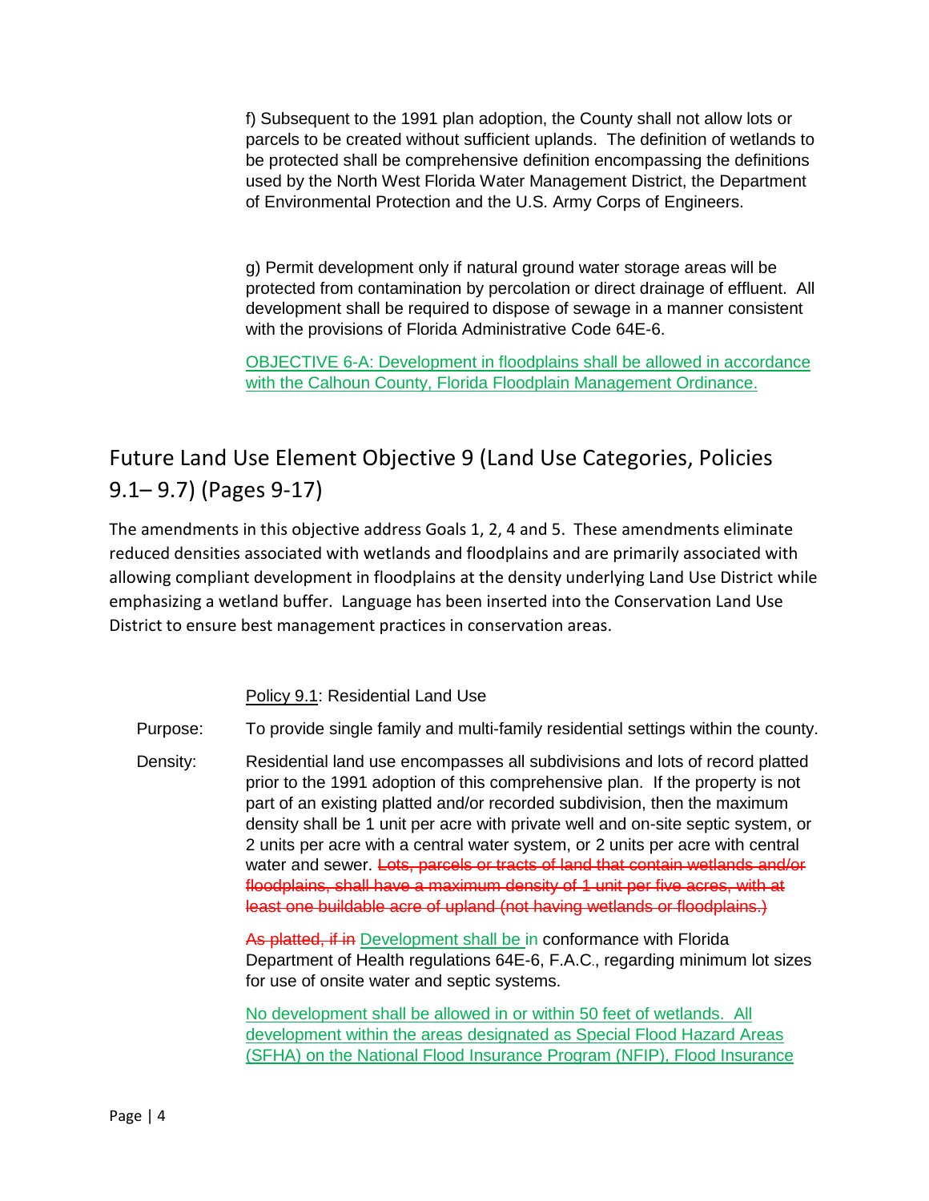f) Subsequent to the 1991 plan adoption, the County shall not allow lots or parcels to be created without sufficient uplands. The definition of wetlands to be protected shall be comprehensive definition encompassing the definitions used by the North West Florida Water Management District, the Department of Environmental Protection and the U.S. Army Corps of Engineers.

g) Permit development only if natural ground water storage areas will be protected from contamination by percolation or direct drainage of effluent. All development shall be required to dispose of sewage in a manner consistent with the provisions of Florida Administrative Code 64E-6.

<u>OBJECTIVE 6-A: Development in floodplains shall be allowed in accordance with the Calhoun County, Florida Floodplain Management Ordinance.</u>

## Future Land Use Element Objective 9 (Land Use Categories, Policies 9.1– 9.7) (Pages 9-17)

The amendments in this objective address Goals 1, 2, 4 and 5. These amendments eliminate reduced densities associated with wetlands and floodplains and are primarily associated with allowing compliant development in floodplains at the density underlying Land Use District while emphasizing a wetland buffer. Language has been inserted into the Conservation Land Use District to ensure best management practices in conservation areas.

<u>Policy 9.1</u>: Residential Land Use

Purpose: To provide single family and multi-family residential settings within the county.

Density: Residential land use encompasses all subdivisions and lots of record platted prior to the 1991 adoption of this comprehensive plan. If the property is not part of an existing platted and/or recorded subdivision, then the maximum density shall be 1 unit per acre with private well and on-site septic system, or 2 units per acre with a central water system, or 2 units per acre with central water and sewer. ~~Lots, parcels or tracts of land that contain wetlands and/or floodplains, shall have a maximum density of 1 unit per five acres, with at least one buildable acre of upland (not having wetlands or floodplains.)~~

~~As platted, if in~~ <u>Development shall be</u> in conformance with Florida Department of Health regulations 64E-6, F.A.C., regarding minimum lot sizes for use of onsite water and septic systems.

<u>No development shall be allowed in or within 50 feet of wetlands. All development within the areas designated as Special Flood Hazard Areas (SFHA) on the National Flood Insurance Program (NFIP), Flood Insurance</u>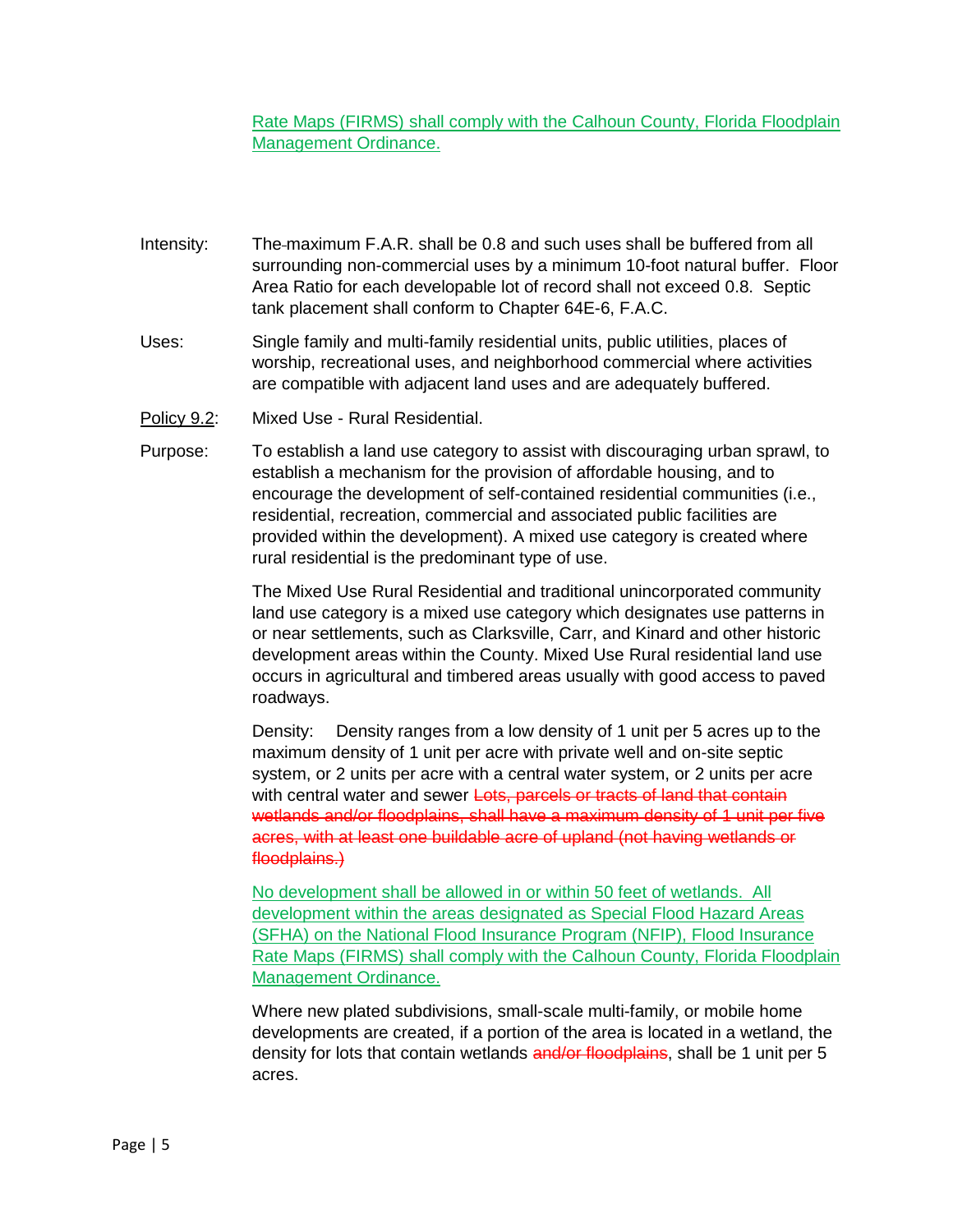<u>Rate Maps (FIRMS) shall comply with the Calhoun County, Florida Floodplain Management Ordinance.</u>

Intensity: The maximum F.A.R. shall be 0.8 and such uses shall be buffered from all surrounding non-commercial uses by a minimum 10-foot natural buffer. Floor Area Ratio for each developable lot of record shall not exceed 0.8. Septic tank placement shall conform to Chapter 64E-6, F.A.C.

Uses: Single family and multi-family residential units, public utilities, places of worship, recreational uses, and neighborhood commercial where activities are compatible with adjacent land uses and are adequately buffered.

<u>Policy 9.2</u>: Mixed Use - Rural Residential.

Purpose: To establish a land use category to assist with discouraging urban sprawl, to establish a mechanism for the provision of affordable housing, and to encourage the development of self-contained residential communities (i.e., residential, recreation, commercial and associated public facilities are provided within the development). A mixed use category is created where rural residential is the predominant type of use.

The Mixed Use Rural Residential and traditional unincorporated community land use category is a mixed use category which designates use patterns in or near settlements, such as Clarksville, Carr, and Kinard and other historic development areas within the County. Mixed Use Rural residential land use occurs in agricultural and timbered areas usually with good access to paved roadways.

Density: Density ranges from a low density of 1 unit per 5 acres up to the maximum density of 1 unit per acre with private well and on-site septic system, or 2 units per acre with a central water system, or 2 units per acre with central water and sewer ~~Lots, parcels or tracts of land that contain wetlands and/or floodplains, shall have a maximum density of 1 unit per five acres, with at least one buildable acre of upland (not having wetlands or floodplains.)~~

<u>No development shall be allowed in or within 50 feet of wetlands. All development within the areas designated as Special Flood Hazard Areas (SFHA) on the National Flood Insurance Program (NFIP), Flood Insurance Rate Maps (FIRMS) shall comply with the Calhoun County, Florida Floodplain Management Ordinance.</u>

Where new plated subdivisions, small-scale multi-family, or mobile home developments are created, if a portion of the area is located in a wetland, the density for lots that contain wetlands ~~and/or floodplains~~, shall be 1 unit per 5 acres.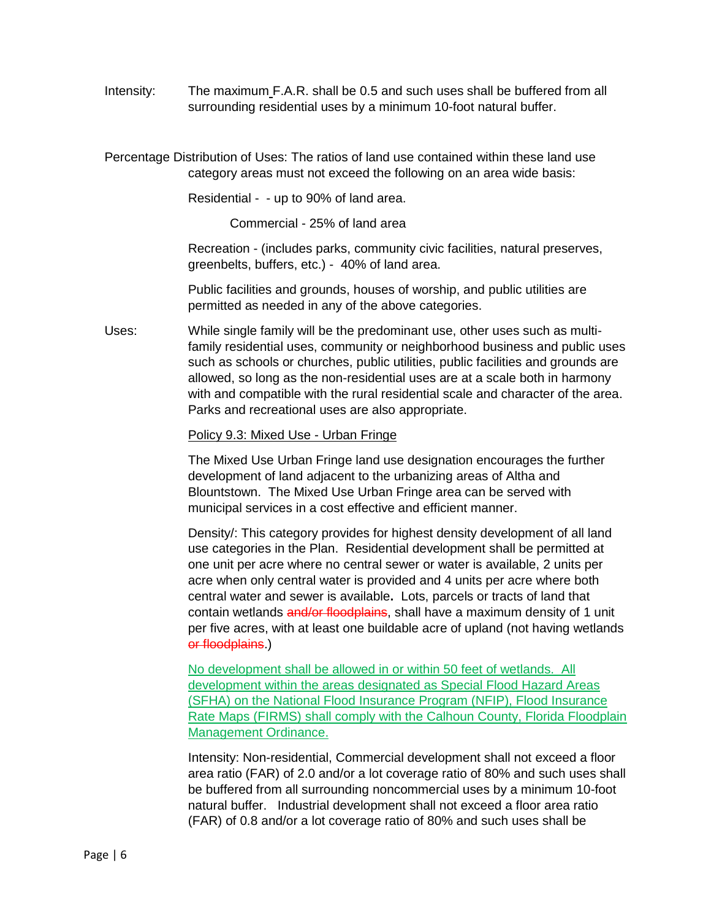Intensity: The maximum F.A.R. shall be 0.5 and such uses shall be buffered from all surrounding residential uses by a minimum 10-foot natural buffer.

Percentage Distribution of Uses: The ratios of land use contained within these land use category areas must not exceed the following on an area wide basis:

Residential - - up to 90% of land area.

Commercial - 25% of land area

Recreation - (includes parks, community civic facilities, natural preserves, greenbelts, buffers, etc.) - 40% of land area.

Public facilities and grounds, houses of worship, and public utilities are permitted as needed in any of the above categories.

Uses: While single family will be the predominant use, other uses such as multi-family residential uses, community or neighborhood business and public uses such as schools or churches, public utilities, public facilities and grounds are allowed, so long as the non-residential uses are at a scale both in harmony with and compatible with the rural residential scale and character of the area. Parks and recreational uses are also appropriate.

<u>Policy 9.3: Mixed Use - Urban Fringe</u>

The Mixed Use Urban Fringe land use designation encourages the further development of land adjacent to the urbanizing areas of Altha and Blountstown. The Mixed Use Urban Fringe area can be served with municipal services in a cost effective and efficient manner.

Density/: This category provides for highest density development of all land use categories in the Plan. Residential development shall be permitted at one unit per acre where no central sewer or water is available, 2 units per acre when only central water is provided and 4 units per acre where both central water and sewer is available**.** Lots, parcels or tracts of land that contain wetlands ~~and/or floodplains~~, shall have a maximum density of 1 unit per five acres, with at least one buildable acre of upland (not having wetlands ~~or floodplains~~.)

<u>No development shall be allowed in or within 50 feet of wetlands. All development within the areas designated as Special Flood Hazard Areas (SFHA) on the National Flood Insurance Program (NFIP), Flood Insurance Rate Maps (FIRMS) shall comply with the Calhoun County, Florida Floodplain Management Ordinance.</u>

Intensity: Non-residential, Commercial development shall not exceed a floor area ratio (FAR) of 2.0 and/or a lot coverage ratio of 80% and such uses shall be buffered from all surrounding noncommercial uses by a minimum 10-foot natural buffer. Industrial development shall not exceed a floor area ratio (FAR) of 0.8 and/or a lot coverage ratio of 80% and such uses shall be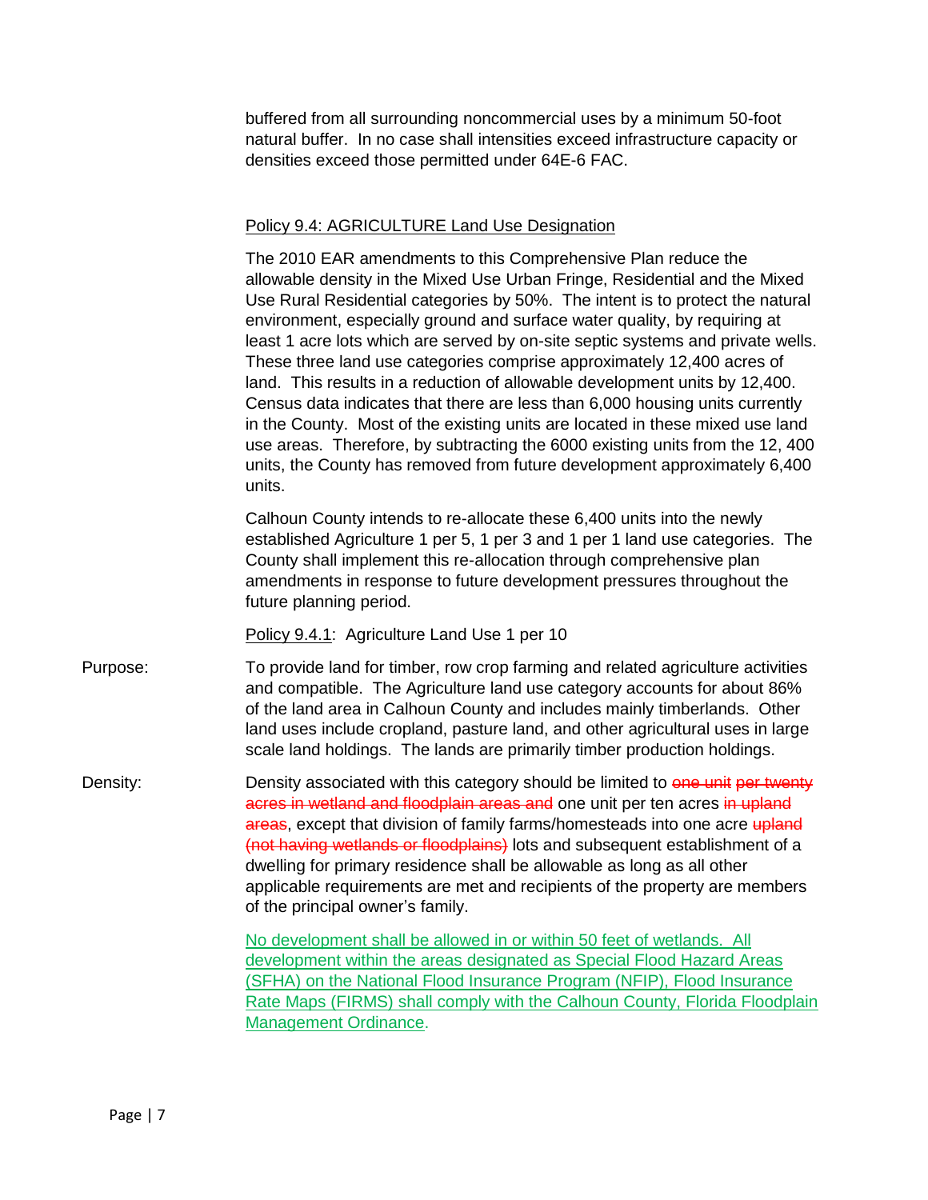buffered from all surrounding noncommercial uses by a minimum 50-foot natural buffer. In no case shall intensities exceed infrastructure capacity or densities exceed those permitted under 64E-6 FAC.

Policy 9.4: AGRICULTURE Land Use Designation

The 2010 EAR amendments to this Comprehensive Plan reduce the allowable density in the Mixed Use Urban Fringe, Residential and the Mixed Use Rural Residential categories by 50%. The intent is to protect the natural environment, especially ground and surface water quality, by requiring at least 1 acre lots which are served by on-site septic systems and private wells. These three land use categories comprise approximately 12,400 acres of land. This results in a reduction of allowable development units by 12,400. Census data indicates that there are less than 6,000 housing units currently in the County. Most of the existing units are located in these mixed use land use areas. Therefore, by subtracting the 6000 existing units from the 12, 400 units, the County has removed from future development approximately 6,400 units.

Calhoun County intends to re-allocate these 6,400 units into the newly established Agriculture 1 per 5, 1 per 3 and 1 per 1 land use categories. The County shall implement this re-allocation through comprehensive plan amendments in response to future development pressures throughout the future planning period.

Policy 9.4.1: Agriculture Land Use 1 per 10

Purpose: To provide land for timber, row crop farming and related agriculture activities and compatible. The Agriculture land use category accounts for about 86% of the land area in Calhoun County and includes mainly timberlands. Other land uses include cropland, pasture land, and other agricultural uses in large scale land holdings. The lands are primarily timber production holdings.

Density: Density associated with this category should be limited to ~~one unit per twenty acres in wetland and floodplain areas and~~ one unit per ten acres ~~in upland areas~~, except that division of family farms/homesteads into one acre ~~upland (not having wetlands or floodplains)~~ lots and subsequent establishment of a dwelling for primary residence shall be allowable as long as all other applicable requirements are met and recipients of the property are members of the principal owner's family.

No development shall be allowed in or within 50 feet of wetlands. All development within the areas designated as Special Flood Hazard Areas (SFHA) on the National Flood Insurance Program (NFIP), Flood Insurance Rate Maps (FIRMS) shall comply with the Calhoun County, Florida Floodplain Management Ordinance.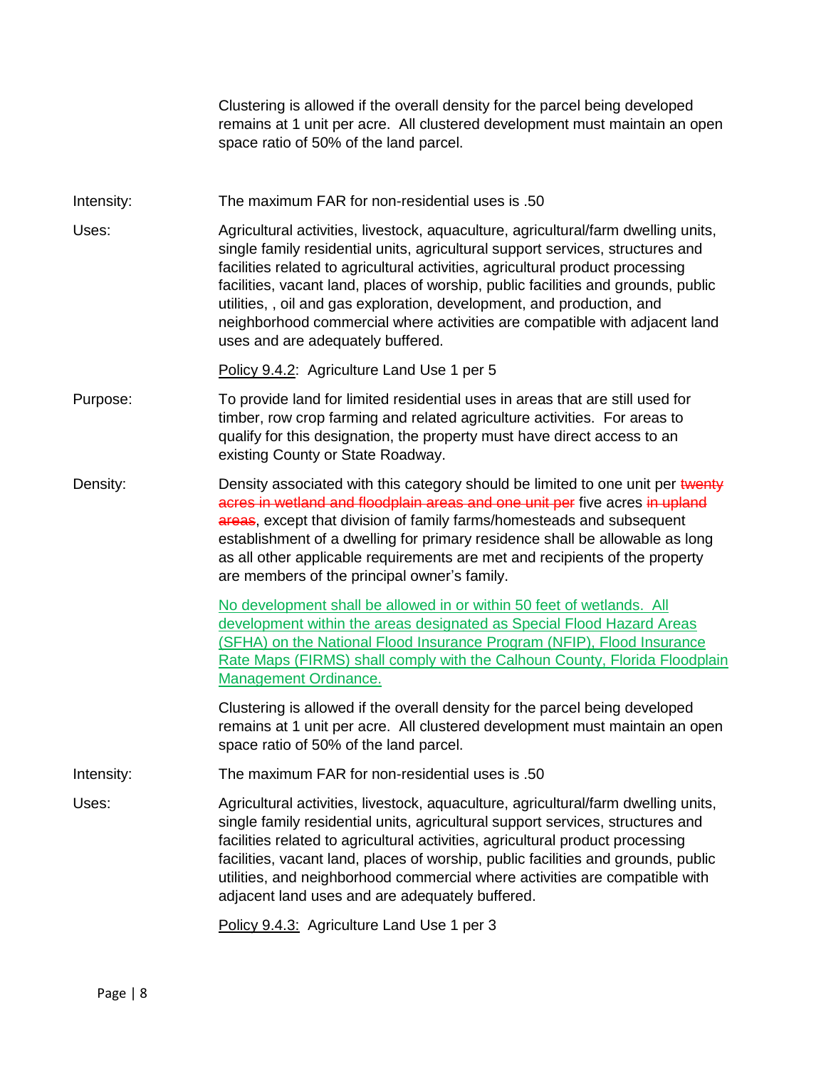Clustering is allowed if the overall density for the parcel being developed remains at 1 unit per acre. All clustered development must maintain an open space ratio of 50% of the land parcel.

Intensity: The maximum FAR for non-residential uses is .50

Uses: Agricultural activities, livestock, aquaculture, agricultural/farm dwelling units, single family residential units, agricultural support services, structures and facilities related to agricultural activities, agricultural product processing facilities, vacant land, places of worship, public facilities and grounds, public utilities, , oil and gas exploration, development, and production, and neighborhood commercial where activities are compatible with adjacent land uses and are adequately buffered.

Policy 9.4.2: Agriculture Land Use 1 per 5

Purpose: To provide land for limited residential uses in areas that are still used for timber, row crop farming and related agriculture activities. For areas to qualify for this designation, the property must have direct access to an existing County or State Roadway.

Density: Density associated with this category should be limited to one unit per ~~twenty acres in wetland and floodplain areas and one unit per~~ five acres ~~in upland areas~~, except that division of family farms/homesteads and subsequent establishment of a dwelling for primary residence shall be allowable as long as all other applicable requirements are met and recipients of the property are members of the principal owner's family.

No development shall be allowed in or within 50 feet of wetlands. All development within the areas designated as Special Flood Hazard Areas (SFHA) on the National Flood Insurance Program (NFIP), Flood Insurance Rate Maps (FIRMS) shall comply with the Calhoun County, Florida Floodplain Management Ordinance.

Clustering is allowed if the overall density for the parcel being developed remains at 1 unit per acre. All clustered development must maintain an open space ratio of 50% of the land parcel.

Intensity: The maximum FAR for non-residential uses is .50

Uses: Agricultural activities, livestock, aquaculture, agricultural/farm dwelling units, single family residential units, agricultural support services, structures and facilities related to agricultural activities, agricultural product processing facilities, vacant land, places of worship, public facilities and grounds, public utilities, and neighborhood commercial where activities are compatible with adjacent land uses and are adequately buffered.

Policy 9.4.3: Agriculture Land Use 1 per 3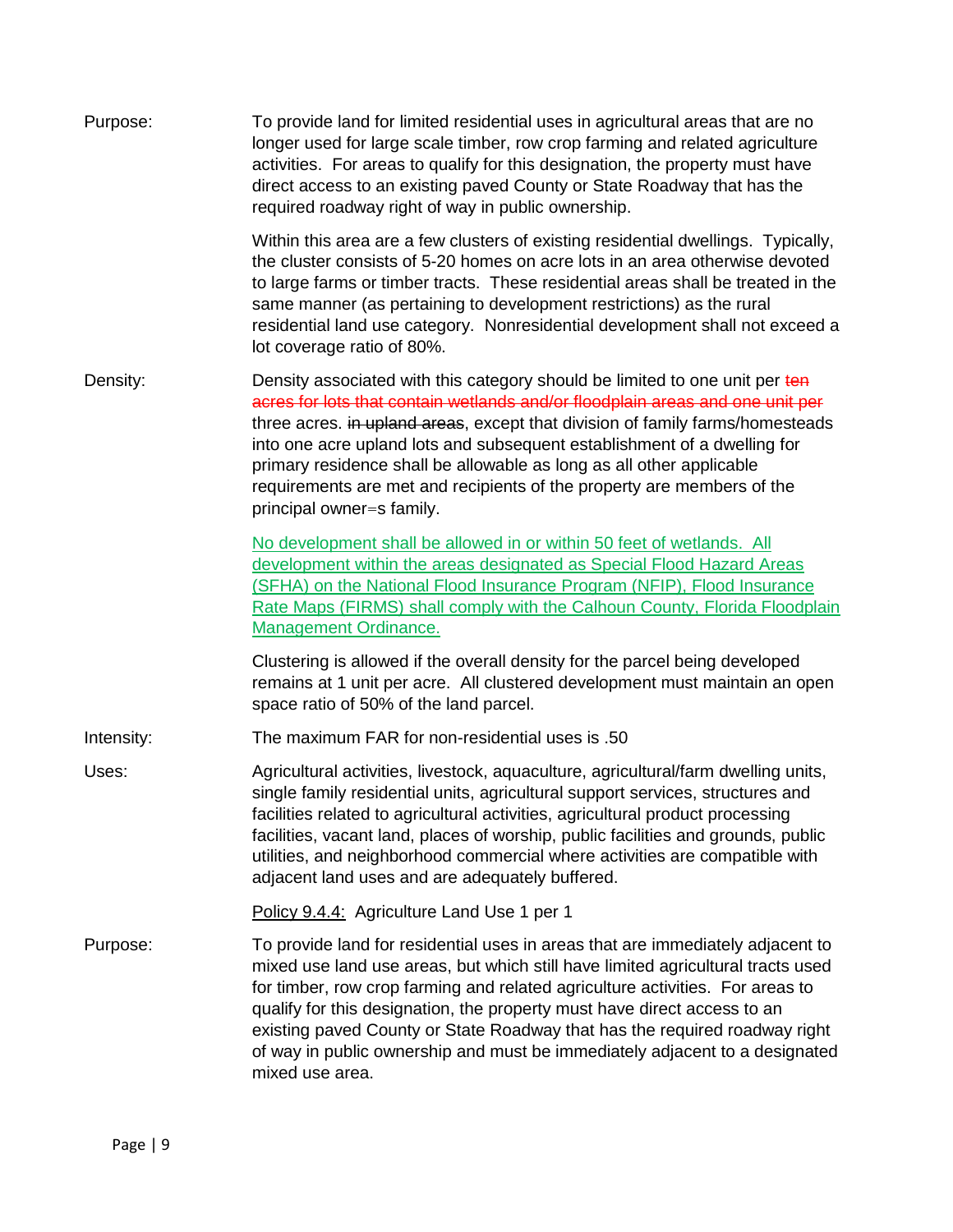Purpose: To provide land for limited residential uses in agricultural areas that are no longer used for large scale timber, row crop farming and related agriculture activities. For areas to qualify for this designation, the property must have direct access to an existing paved County or State Roadway that has the required roadway right of way in public ownership.

Within this area are a few clusters of existing residential dwellings. Typically, the cluster consists of 5-20 homes on acre lots in an area otherwise devoted to large farms or timber tracts. These residential areas shall be treated in the same manner (as pertaining to development restrictions) as the rural residential land use category. Nonresidential development shall not exceed a lot coverage ratio of 80%.

Density: Density associated with this category should be limited to one unit per ~~ten acres for lots that contain wetlands and/or floodplain areas and one unit per~~ three acres. ~~in upland areas~~, except that division of family farms/homesteads into one acre upland lots and subsequent establishment of a dwelling for primary residence shall be allowable as long as all other applicable requirements are met and recipients of the property are members of the principal owner=s family.

<u>No development shall be allowed in or within 50 feet of wetlands. All development within the areas designated as Special Flood Hazard Areas (SFHA) on the National Flood Insurance Program (NFIP), Flood Insurance Rate Maps (FIRMS) shall comply with the Calhoun County, Florida Floodplain Management Ordinance.</u>

Clustering is allowed if the overall density for the parcel being developed remains at 1 unit per acre. All clustered development must maintain an open space ratio of 50% of the land parcel.

Intensity: The maximum FAR for non-residential uses is .50

Uses: Agricultural activities, livestock, aquaculture, agricultural/farm dwelling units, single family residential units, agricultural support services, structures and facilities related to agricultural activities, agricultural product processing facilities, vacant land, places of worship, public facilities and grounds, public utilities, and neighborhood commercial where activities are compatible with adjacent land uses and are adequately buffered.

<u>Policy 9.4.4:</u> Agriculture Land Use 1 per 1

Purpose: To provide land for residential uses in areas that are immediately adjacent to mixed use land use areas, but which still have limited agricultural tracts used for timber, row crop farming and related agriculture activities. For areas to qualify for this designation, the property must have direct access to an existing paved County or State Roadway that has the required roadway right of way in public ownership and must be immediately adjacent to a designated mixed use area.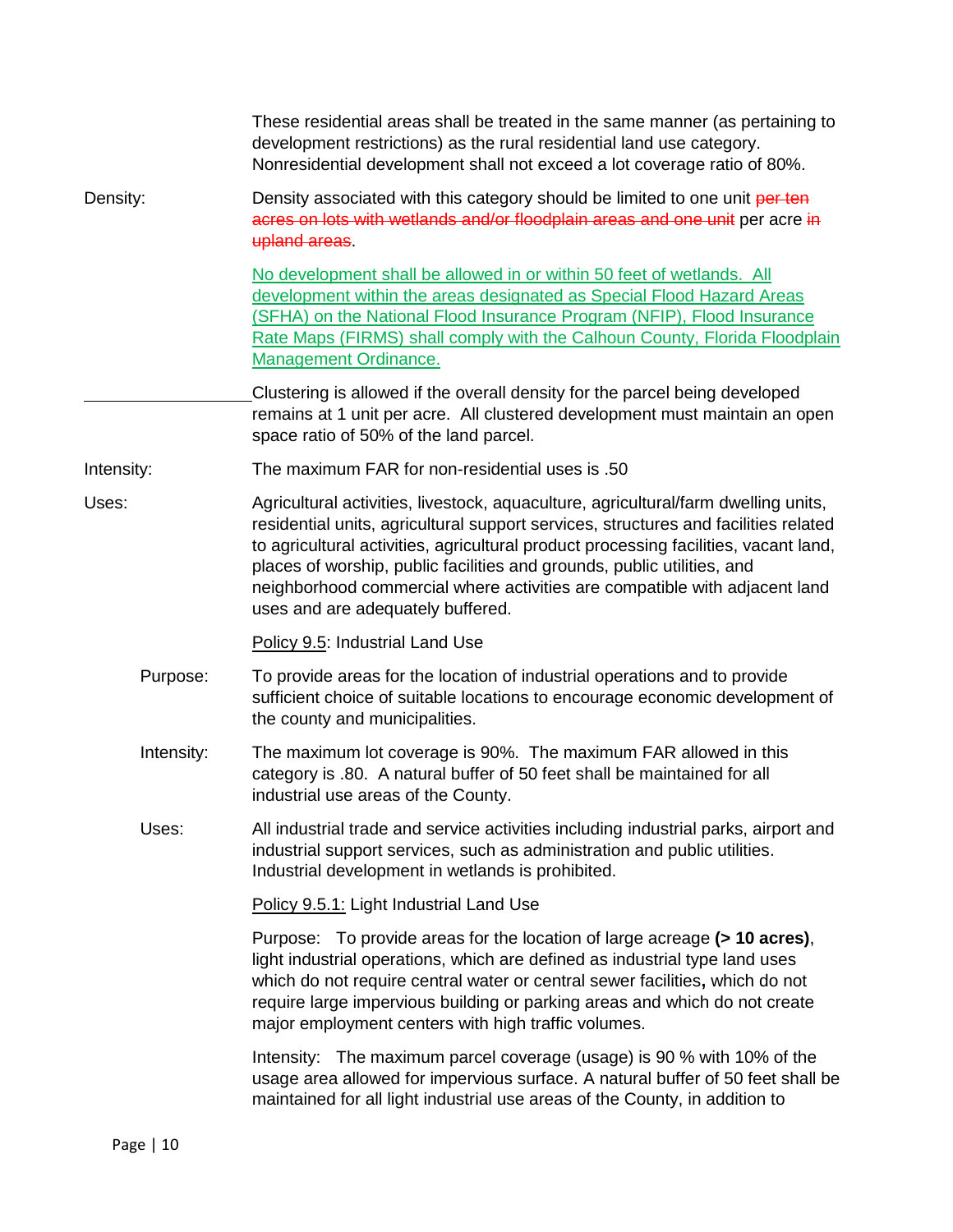These residential areas shall be treated in the same manner (as pertaining to development restrictions) as the rural residential land use category. Nonresidential development shall not exceed a lot coverage ratio of 80%.

Density: Density associated with this category should be limited to one unit ~~per ten acres on lots with wetlands and/or floodplain areas and one unit~~ per acre ~~in upland areas~~.

No development shall be allowed in or within 50 feet of wetlands. All development within the areas designated as Special Flood Hazard Areas (SFHA) on the National Flood Insurance Program (NFIP), Flood Insurance Rate Maps (FIRMS) shall comply with the Calhoun County, Florida Floodplain Management Ordinance.

Clustering is allowed if the overall density for the parcel being developed remains at 1 unit per acre. All clustered development must maintain an open space ratio of 50% of the land parcel.

Intensity: The maximum FAR for non-residential uses is .50

Uses: Agricultural activities, livestock, aquaculture, agricultural/farm dwelling units, residential units, agricultural support services, structures and facilities related to agricultural activities, agricultural product processing facilities, vacant land, places of worship, public facilities and grounds, public utilities, and neighborhood commercial where activities are compatible with adjacent land uses and are adequately buffered.

Policy 9.5: Industrial Land Use

Purpose: To provide areas for the location of industrial operations and to provide sufficient choice of suitable locations to encourage economic development of the county and municipalities.

Intensity: The maximum lot coverage is 90%. The maximum FAR allowed in this category is .80. A natural buffer of 50 feet shall be maintained for all industrial use areas of the County.

Uses: All industrial trade and service activities including industrial parks, airport and industrial support services, such as administration and public utilities. Industrial development in wetlands is prohibited.

Policy 9.5.1: Light Industrial Land Use

Purpose: To provide areas for the location of large acreage **(> 10 acres)**, light industrial operations, which are defined as industrial type land uses which do not require central water or central sewer facilities**,** which do not require large impervious building or parking areas and which do not create major employment centers with high traffic volumes.

Intensity: The maximum parcel coverage (usage) is 90 % with 10% of the usage area allowed for impervious surface. A natural buffer of 50 feet shall be maintained for all light industrial use areas of the County, in addition to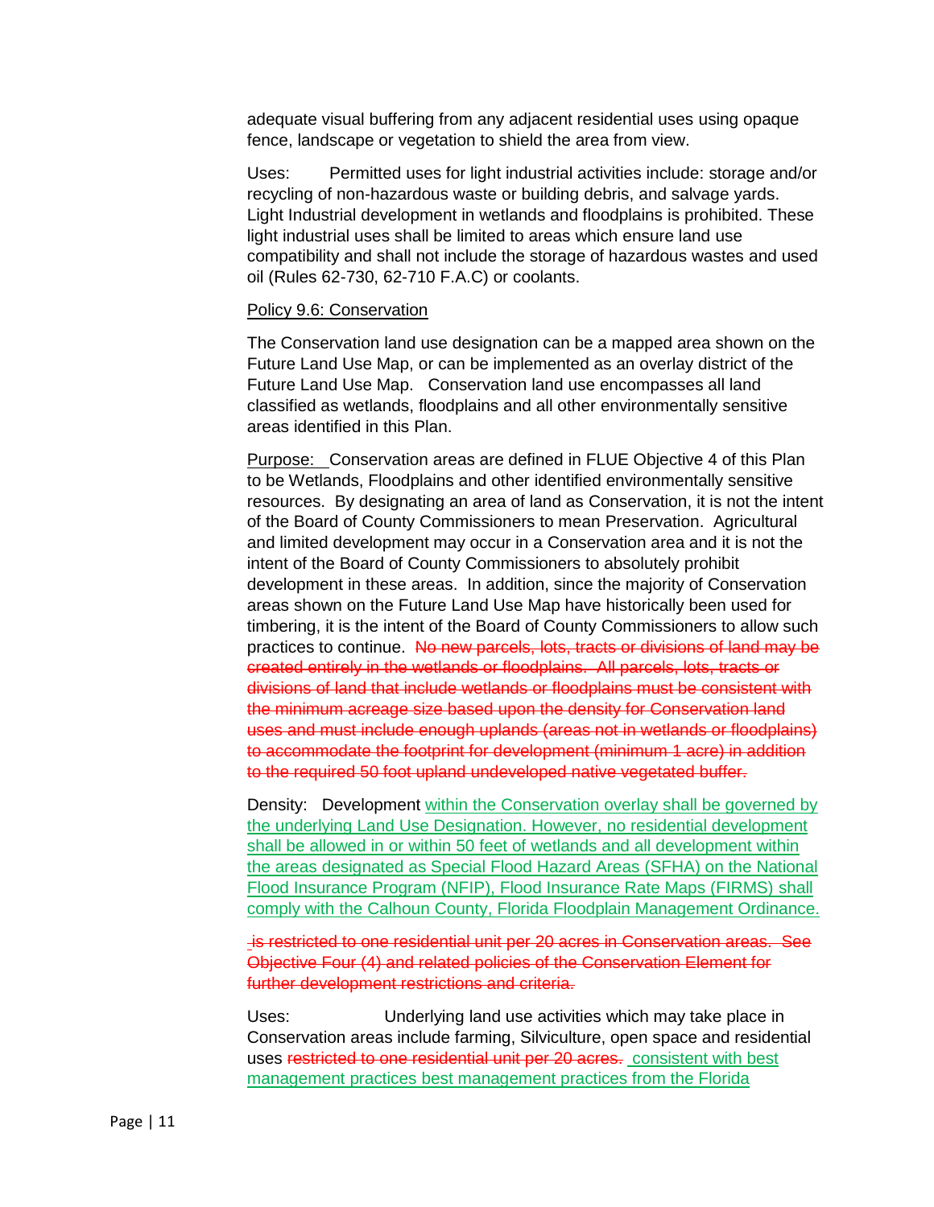adequate visual buffering from any adjacent residential uses using opaque fence, landscape or vegetation to shield the area from view.

Uses: Permitted uses for light industrial activities include: storage and/or recycling of non-hazardous waste or building debris, and salvage yards. Light Industrial development in wetlands and floodplains is prohibited. These light industrial uses shall be limited to areas which ensure land use compatibility and shall not include the storage of hazardous wastes and used oil (Rules 62-730, 62-710 F.A.C) or coolants.

<u>Policy 9.6: Conservation</u>

The Conservation land use designation can be a mapped area shown on the Future Land Use Map, or can be implemented as an overlay district of the Future Land Use Map. Conservation land use encompasses all land classified as wetlands, floodplains and all other environmentally sensitive areas identified in this Plan.

<u>Purpose:</u> Conservation areas are defined in FLUE Objective 4 of this Plan to be Wetlands, Floodplains and other identified environmentally sensitive resources. By designating an area of land as Conservation, it is not the intent of the Board of County Commissioners to mean Preservation. Agricultural and limited development may occur in a Conservation area and it is not the intent of the Board of County Commissioners to absolutely prohibit development in these areas. In addition, since the majority of Conservation areas shown on the Future Land Use Map have historically been used for timbering, it is the intent of the Board of County Commissioners to allow such practices to continue. ~~No new parcels, lots, tracts or divisions of land may be created entirely in the wetlands or floodplains. All parcels, lots, tracts or divisions of land that include wetlands or floodplains must be consistent with the minimum acreage size based upon the density for Conservation land uses and must include enough uplands (areas not in wetlands or floodplains) to accommodate the footprint for development (minimum 1 acre) in addition to the required 50 foot upland undeveloped native vegetated buffer.~~

Density: Development <u>within the Conservation overlay shall be governed by the underlying Land Use Designation. However, no residential development shall be allowed in or within 50 feet of wetlands and all development within the areas designated as Special Flood Hazard Areas (SFHA) on the National Flood Insurance Program (NFIP), Flood Insurance Rate Maps (FIRMS) shall comply with the Calhoun County, Florida Floodplain Management Ordinance.</u>

~~is restricted to one residential unit per 20 acres in Conservation areas. See Objective Four (4) and related policies of the Conservation Element for further development restrictions and criteria.~~

Uses: Underlying land use activities which may take place in Conservation areas include farming, Silviculture, open space and residential uses ~~restricted to one residential unit per 20 acres.~~ <u>consistent with best management practices best management practices from the Florida</u>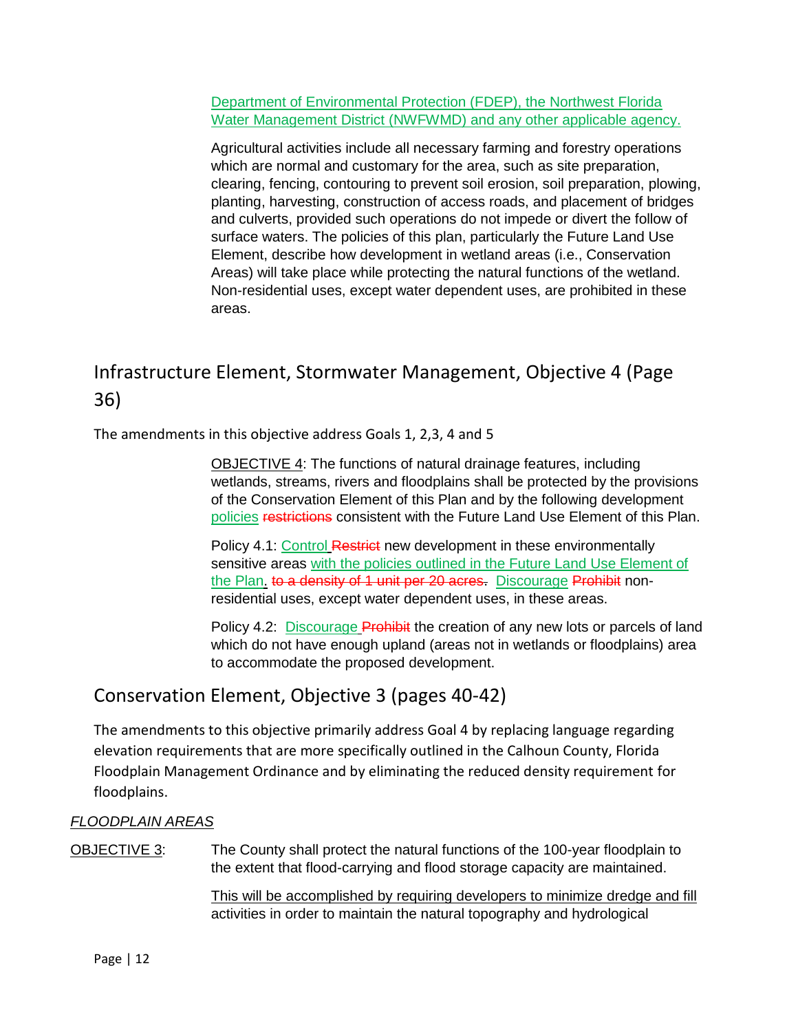Department of Environmental Protection (FDEP), the Northwest Florida Water Management District (NWFWMD) and any other applicable agency.

Agricultural activities include all necessary farming and forestry operations which are normal and customary for the area, such as site preparation, clearing, fencing, contouring to prevent soil erosion, soil preparation, plowing, planting, harvesting, construction of access roads, and placement of bridges and culverts, provided such operations do not impede or divert the follow of surface waters. The policies of this plan, particularly the Future Land Use Element, describe how development in wetland areas (i.e., Conservation Areas) will take place while protecting the natural functions of the wetland. Non-residential uses, except water dependent uses, are prohibited in these areas.

## Infrastructure Element, Stormwater Management, Objective 4 (Page 36)

The amendments in this objective address Goals 1, 2,3, 4 and 5

OBJECTIVE 4: The functions of natural drainage features, including wetlands, streams, rivers and floodplains shall be protected by the provisions of the Conservation Element of this Plan and by the following development policies ~~restrictions~~ consistent with the Future Land Use Element of this Plan.

Policy 4.1: Control ~~Restrict~~ new development in these environmentally sensitive areas with the policies outlined in the Future Land Use Element of the Plan. ~~to a density of 1 unit per 20 acres.~~ Discourage ~~Prohibit~~ non-residential uses, except water dependent uses, in these areas.

Policy 4.2: Discourage ~~Prohibit~~ the creation of any new lots or parcels of land which do not have enough upland (areas not in wetlands or floodplains) area to accommodate the proposed development.

## Conservation Element, Objective 3 (pages 40-42)

The amendments to this objective primarily address Goal 4 by replacing language regarding elevation requirements that are more specifically outlined in the Calhoun County, Florida Floodplain Management Ordinance and by eliminating the reduced density requirement for floodplains.

*FLOODPLAIN AREAS*

OBJECTIVE 3: The County shall protect the natural functions of the 100-year floodplain to the extent that flood-carrying and flood storage capacity are maintained.

This will be accomplished by requiring developers to minimize dredge and fill activities in order to maintain the natural topography and hydrological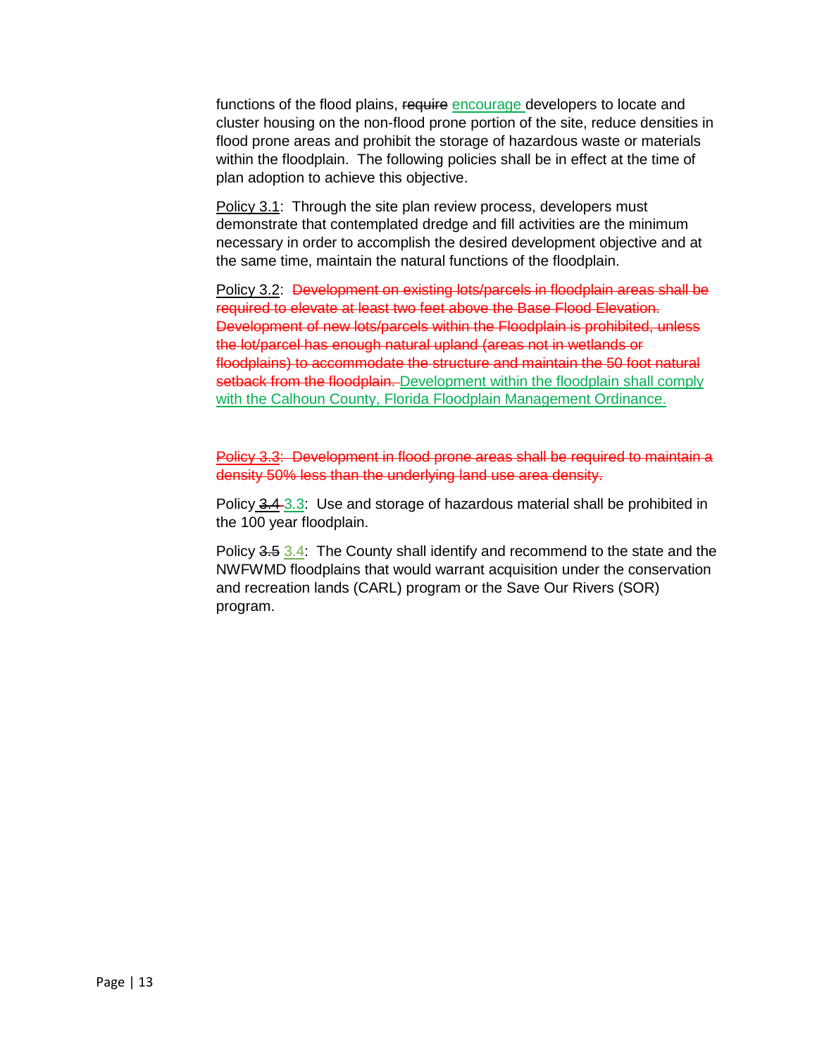functions of the flood plains, ~~require~~ <u>encourage</u> developers to locate and cluster housing on the non-flood prone portion of the site, reduce densities in flood prone areas and prohibit the storage of hazardous waste or materials within the floodplain. The following policies shall be in effect at the time of plan adoption to achieve this objective.

<u>Policy 3.1</u>: Through the site plan review process, developers must demonstrate that contemplated dredge and fill activities are the minimum necessary in order to accomplish the desired development objective and at the same time, maintain the natural functions of the floodplain.

<u>Policy 3.2</u>: ~~Development on existing lots/parcels in floodplain areas shall be required to elevate at least two feet above the Base Flood Elevation. Development of new lots/parcels within the Floodplain is prohibited, unless the lot/parcel has enough natural upland (areas not in wetlands or floodplains) to accommodate the structure and maintain the 50 foot natural setback from the floodplain.~~ <u>Development within the floodplain shall comply with the Calhoun County, Florida Floodplain Management Ordinance.</u>

~~Policy 3.3: Development in flood prone areas shall be required to maintain a density 50% less than the underlying land use area density.~~

Policy ~~3.4~~ <u>3.3</u>: Use and storage of hazardous material shall be prohibited in the 100 year floodplain.

Policy ~~3.5~~ <u>3.4</u>: The County shall identify and recommend to the state and the NWFWMD floodplains that would warrant acquisition under the conservation and recreation lands (CARL) program or the Save Our Rivers (SOR) program.